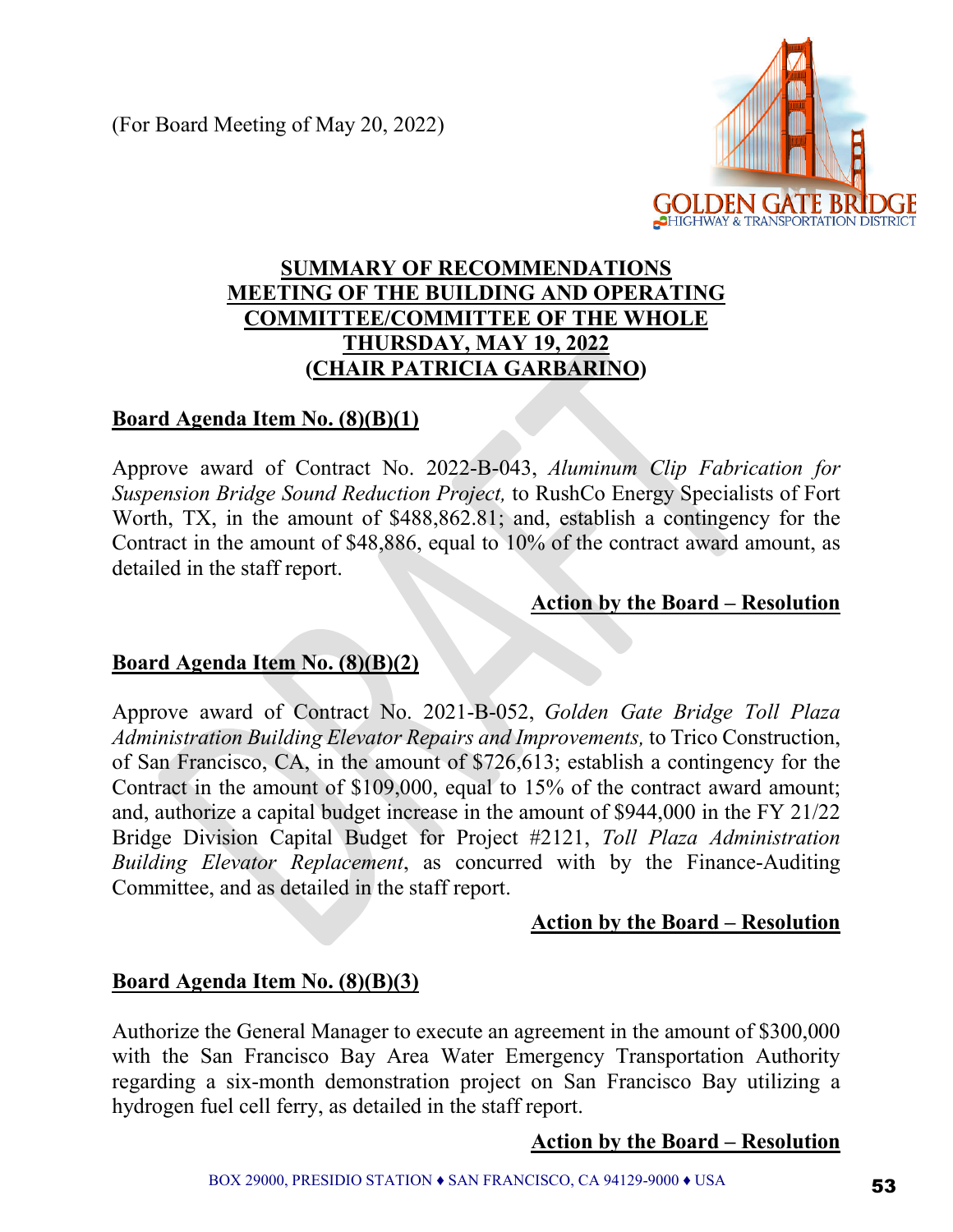(For Board Meeting of May 20, 2022)

**SUMMARY OF RECOMMENDATIONS**
**MEETING OF THE BUILDING AND OPERATING COMMITTEE/COMMITTEE OF THE WHOLE**
**THURSDAY, MAY 19, 2022**
**(CHAIR PATRICIA GARBARINO)**

**Board Agenda Item No. (8)(B)(1)**

Approve award of Contract No. 2022-B-043, *Aluminum Clip Fabrication for Suspension Bridge Sound Reduction Project,* to RushCo Energy Specialists of Fort Worth, TX, in the amount of $488,862.81; and, establish a contingency for the Contract in the amount of $48,886, equal to 10% of the contract award amount, as detailed in the staff report.

**Action by the Board – Resolution**

**Board Agenda Item No. (8)(B)(2)**

Approve award of Contract No. 2021-B-052, *Golden Gate Bridge Toll Plaza Administration Building Elevator Repairs and Improvements,* to Trico Construction, of San Francisco, CA, in the amount of $726,613; establish a contingency for the Contract in the amount of $109,000, equal to 15% of the contract award amount; and, authorize a capital budget increase in the amount of $944,000 in the FY 21/22 Bridge Division Capital Budget for Project #2121, *Toll Plaza Administration Building Elevator Replacement*, as concurred with by the Finance-Auditing Committee, and as detailed in the staff report.

**Action by the Board – Resolution**

**Board Agenda Item No. (8)(B)(3)**

Authorize the General Manager to execute an agreement in the amount of $300,000 with the San Francisco Bay Area Water Emergency Transportation Authority regarding a six-month demonstration project on San Francisco Bay utilizing a hydrogen fuel cell ferry, as detailed in the staff report.

**Action by the Board – Resolution**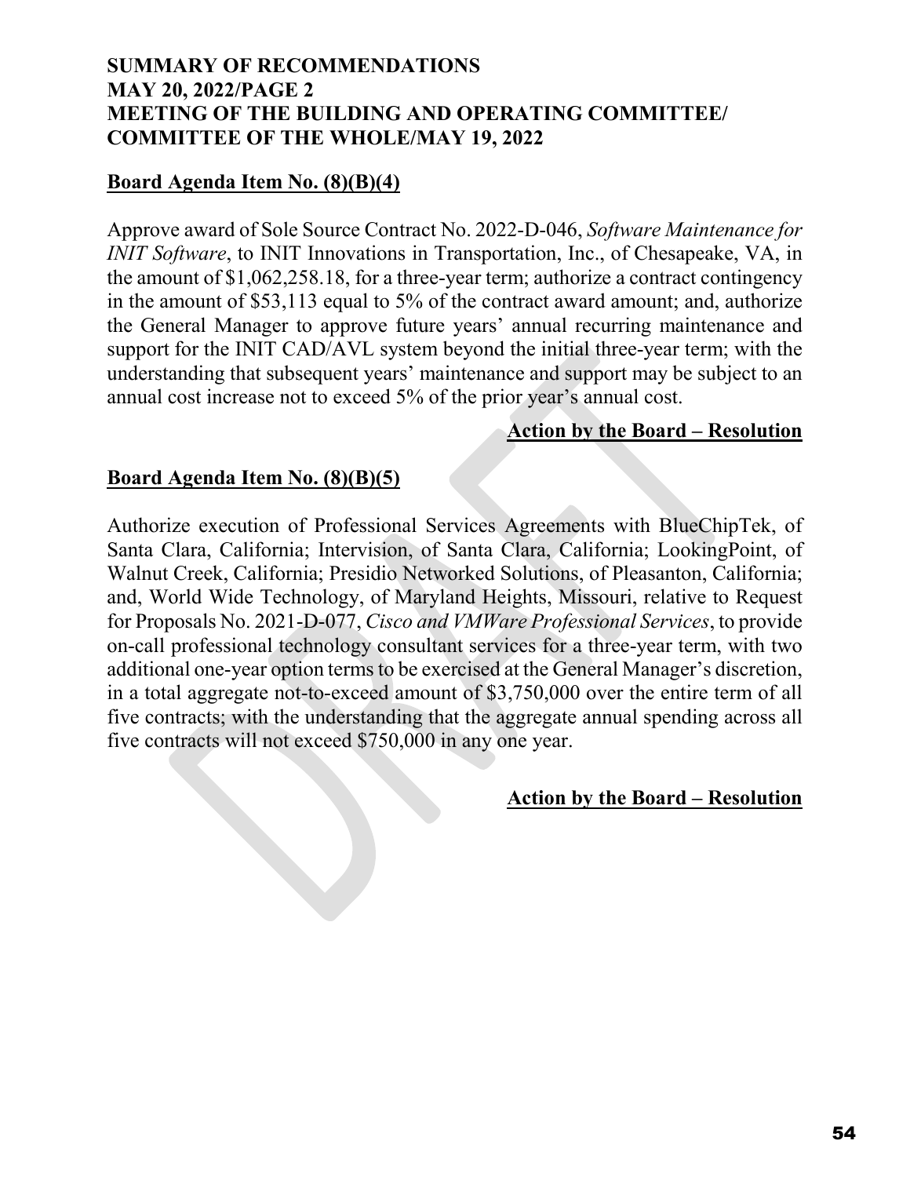**SUMMARY OF RECOMMENDATIONS**
**MAY 20, 2022/PAGE 2**
**MEETING OF THE BUILDING AND OPERATING COMMITTEE/ COMMITTEE OF THE WHOLE/MAY 19, 2022**

**Board Agenda Item No. (8)(B)(4)**

Approve award of Sole Source Contract No. 2022-D-046, *Software Maintenance for INIT Software*, to INIT Innovations in Transportation, Inc., of Chesapeake, VA, in the amount of $1,062,258.18, for a three-year term; authorize a contract contingency in the amount of $53,113 equal to 5% of the contract award amount; and, authorize the General Manager to approve future years' annual recurring maintenance and support for the INIT CAD/AVL system beyond the initial three-year term; with the understanding that subsequent years' maintenance and support may be subject to an annual cost increase not to exceed 5% of the prior year's annual cost.

**Action by the Board – Resolution**

**Board Agenda Item No. (8)(B)(5)**

Authorize execution of Professional Services Agreements with BlueChipTek, of Santa Clara, California; Intervision, of Santa Clara, California; LookingPoint, of Walnut Creek, California; Presidio Networked Solutions, of Pleasanton, California; and, World Wide Technology, of Maryland Heights, Missouri, relative to Request for Proposals No. 2021-D-077, *Cisco and VMWare Professional Services*, to provide on-call professional technology consultant services for a three-year term, with two additional one-year option terms to be exercised at the General Manager's discretion, in a total aggregate not-to-exceed amount of $3,750,000 over the entire term of all five contracts; with the understanding that the aggregate annual spending across all five contracts will not exceed $750,000 in any one year.

**Action by the Board – Resolution**